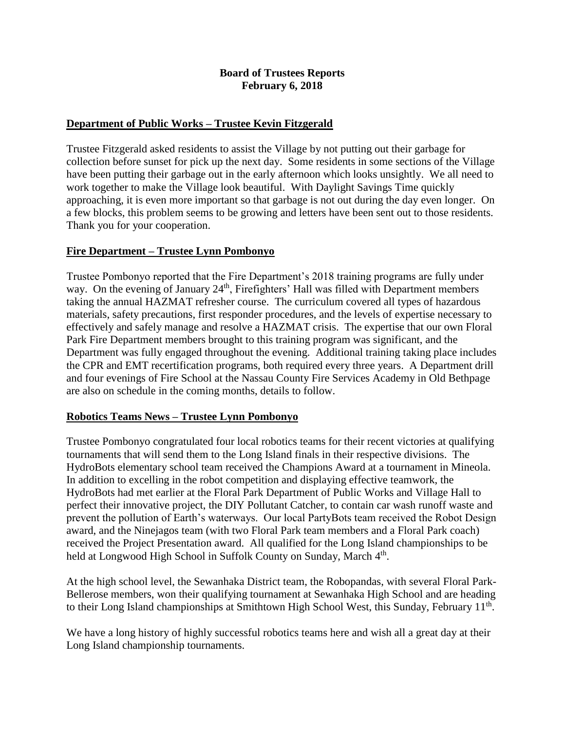**Board of Trustees Reports**
**February 6, 2018**

## Department of Public Works – Trustee Kevin Fitzgerald

Trustee Fitzgerald asked residents to assist the Village by not putting out their garbage for collection before sunset for pick up the next day. Some residents in some sections of the Village have been putting their garbage out in the early afternoon which looks unsightly. We all need to work together to make the Village look beautiful. With Daylight Savings Time quickly approaching, it is even more important so that garbage is not out during the day even longer. On a few blocks, this problem seems to be growing and letters have been sent out to those residents. Thank you for your cooperation.

## Fire Department – Trustee Lynn Pombonyo

Trustee Pombonyo reported that the Fire Department's 2018 training programs are fully under way. On the evening of January 24th, Firefighters' Hall was filled with Department members taking the annual HAZMAT refresher course. The curriculum covered all types of hazardous materials, safety precautions, first responder procedures, and the levels of expertise necessary to effectively and safely manage and resolve a HAZMAT crisis. The expertise that our own Floral Park Fire Department members brought to this training program was significant, and the Department was fully engaged throughout the evening. Additional training taking place includes the CPR and EMT recertification programs, both required every three years. A Department drill and four evenings of Fire School at the Nassau County Fire Services Academy in Old Bethpage are also on schedule in the coming months, details to follow.

## Robotics Teams News – Trustee Lynn Pombonyo

Trustee Pombonyo congratulated four local robotics teams for their recent victories at qualifying tournaments that will send them to the Long Island finals in their respective divisions. The HydroBots elementary school team received the Champions Award at a tournament in Mineola. In addition to excelling in the robot competition and displaying effective teamwork, the HydroBots had met earlier at the Floral Park Department of Public Works and Village Hall to perfect their innovative project, the DIY Pollutant Catcher, to contain car wash runoff waste and prevent the pollution of Earth's waterways. Our local PartyBots team received the Robot Design award, and the Ninejagos team (with two Floral Park team members and a Floral Park coach) received the Project Presentation award. All qualified for the Long Island championships to be held at Longwood High School in Suffolk County on Sunday, March 4th.

At the high school level, the Sewanhaka District team, the Robopandas, with several Floral Park-Bellerose members, won their qualifying tournament at Sewanhaka High School and are heading to their Long Island championships at Smithtown High School West, this Sunday, February 11th.

We have a long history of highly successful robotics teams here and wish all a great day at their Long Island championship tournaments.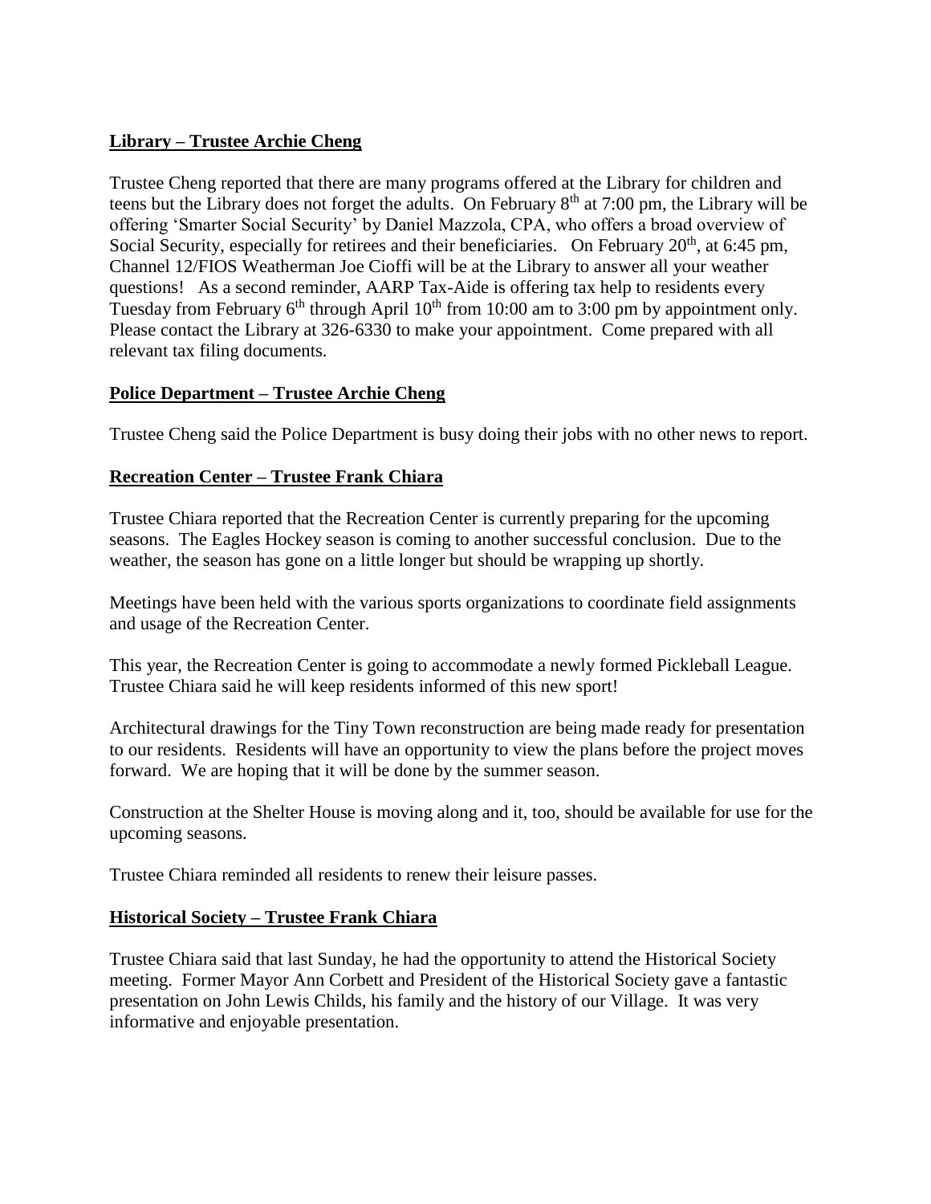**Library – Trustee Archie Cheng**

Trustee Cheng reported that there are many programs offered at the Library for children and teens but the Library does not forget the adults. On February 8th at 7:00 pm, the Library will be offering 'Smarter Social Security' by Daniel Mazzola, CPA, who offers a broad overview of Social Security, especially for retirees and their beneficiaries. On February 20th, at 6:45 pm, Channel 12/FIOS Weatherman Joe Cioffi will be at the Library to answer all your weather questions! As a second reminder, AARP Tax-Aide is offering tax help to residents every Tuesday from February 6th through April 10th from 10:00 am to 3:00 pm by appointment only. Please contact the Library at 326-6330 to make your appointment. Come prepared with all relevant tax filing documents.

**Police Department – Trustee Archie Cheng**

Trustee Cheng said the Police Department is busy doing their jobs with no other news to report.

**Recreation Center – Trustee Frank Chiara**

Trustee Chiara reported that the Recreation Center is currently preparing for the upcoming seasons. The Eagles Hockey season is coming to another successful conclusion. Due to the weather, the season has gone on a little longer but should be wrapping up shortly.

Meetings have been held with the various sports organizations to coordinate field assignments and usage of the Recreation Center.

This year, the Recreation Center is going to accommodate a newly formed Pickleball League. Trustee Chiara said he will keep residents informed of this new sport!

Architectural drawings for the Tiny Town reconstruction are being made ready for presentation to our residents. Residents will have an opportunity to view the plans before the project moves forward. We are hoping that it will be done by the summer season.

Construction at the Shelter House is moving along and it, too, should be available for use for the upcoming seasons.

Trustee Chiara reminded all residents to renew their leisure passes.

**Historical Society – Trustee Frank Chiara**

Trustee Chiara said that last Sunday, he had the opportunity to attend the Historical Society meeting. Former Mayor Ann Corbett and President of the Historical Society gave a fantastic presentation on John Lewis Childs, his family and the history of our Village. It was very informative and enjoyable presentation.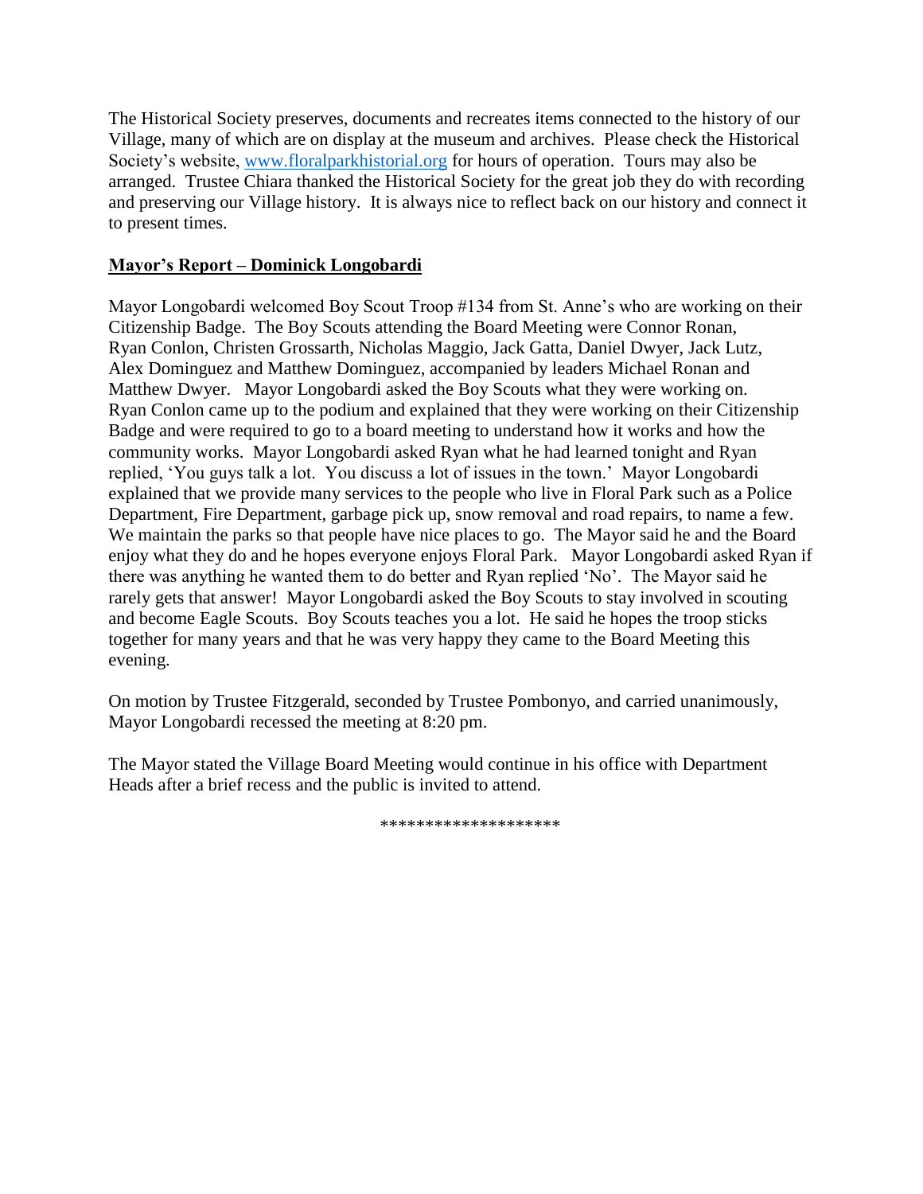The Historical Society preserves, documents and recreates items connected to the history of our Village, many of which are on display at the museum and archives. Please check the Historical Society's website, www.floralparkhistorial.org for hours of operation. Tours may also be arranged. Trustee Chiara thanked the Historical Society for the great job they do with recording and preserving our Village history. It is always nice to reflect back on our history and connect it to present times.

**Mayor's Report – Dominick Longobardi**

Mayor Longobardi welcomed Boy Scout Troop #134 from St. Anne's who are working on their Citizenship Badge. The Boy Scouts attending the Board Meeting were Connor Ronan, Ryan Conlon, Christen Grossarth, Nicholas Maggio, Jack Gatta, Daniel Dwyer, Jack Lutz, Alex Dominguez and Matthew Dominguez, accompanied by leaders Michael Ronan and Matthew Dwyer. Mayor Longobardi asked the Boy Scouts what they were working on. Ryan Conlon came up to the podium and explained that they were working on their Citizenship Badge and were required to go to a board meeting to understand how it works and how the community works. Mayor Longobardi asked Ryan what he had learned tonight and Ryan replied, 'You guys talk a lot. You discuss a lot of issues in the town.' Mayor Longobardi explained that we provide many services to the people who live in Floral Park such as a Police Department, Fire Department, garbage pick up, snow removal and road repairs, to name a few. We maintain the parks so that people have nice places to go. The Mayor said he and the Board enjoy what they do and he hopes everyone enjoys Floral Park. Mayor Longobardi asked Ryan if there was anything he wanted them to do better and Ryan replied 'No'. The Mayor said he rarely gets that answer! Mayor Longobardi asked the Boy Scouts to stay involved in scouting and become Eagle Scouts. Boy Scouts teaches you a lot. He said he hopes the troop sticks together for many years and that he was very happy they came to the Board Meeting this evening.

On motion by Trustee Fitzgerald, seconded by Trustee Pombonyo, and carried unanimously, Mayor Longobardi recessed the meeting at 8:20 pm.

The Mayor stated the Village Board Meeting would continue in his office with Department Heads after a brief recess and the public is invited to attend.

********************